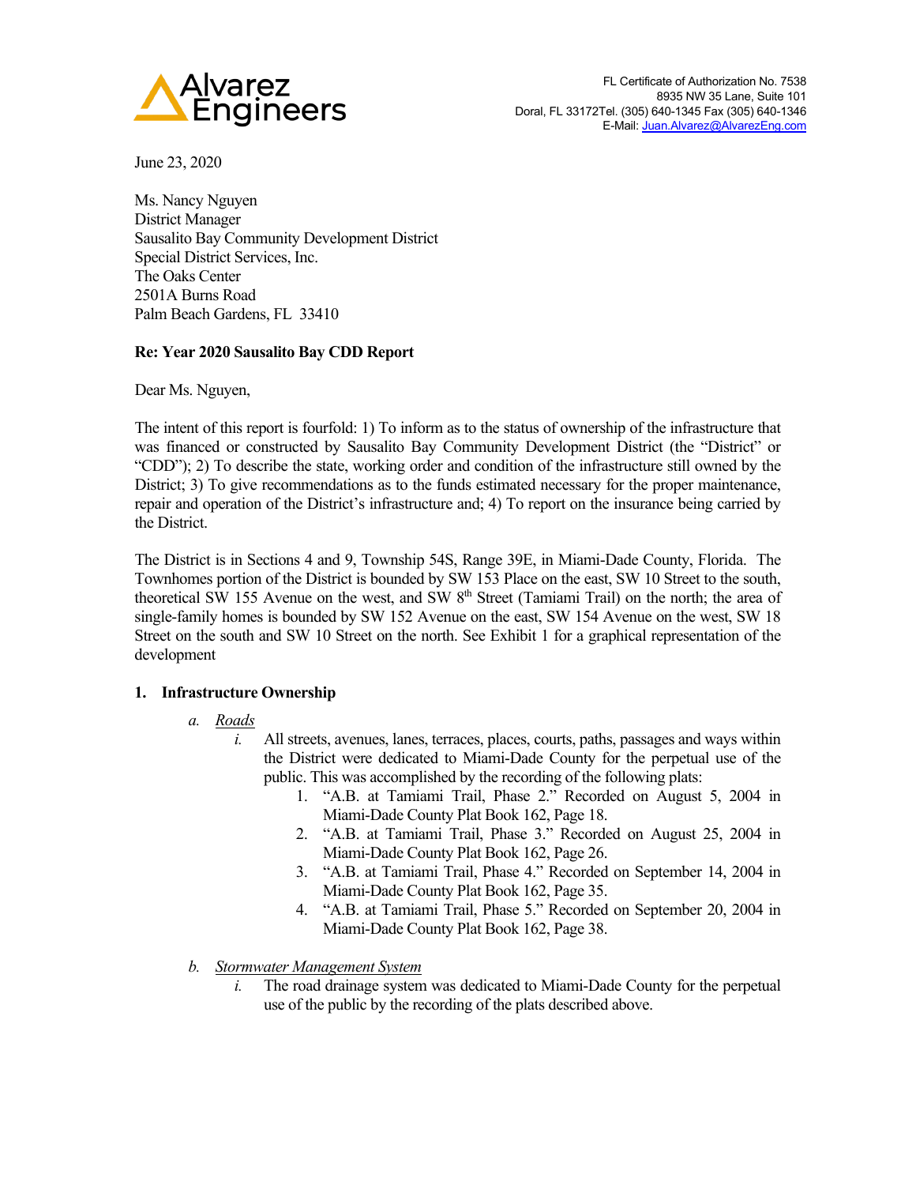Alvarez Engineers

FL Certificate of Authorization No. 7538
8935 NW 35 Lane, Suite 101
Doral, FL 33172Tel. (305) 640-1345 Fax (305) 640-1346
E-Mail: Juan.Alvarez@AlvarezEng.com

June 23, 2020

Ms. Nancy Nguyen
District Manager
Sausalito Bay Community Development District
Special District Services, Inc.
The Oaks Center
2501A Burns Road
Palm Beach Gardens, FL 33410

**Re: Year 2020 Sausalito Bay CDD Report**

Dear Ms. Nguyen,

The intent of this report is fourfold: 1) To inform as to the status of ownership of the infrastructure that was financed or constructed by Sausalito Bay Community Development District (the "District" or "CDD"); 2) To describe the state, working order and condition of the infrastructure still owned by the District; 3) To give recommendations as to the funds estimated necessary for the proper maintenance, repair and operation of the District's infrastructure and; 4) To report on the insurance being carried by the District.

The District is in Sections 4 and 9, Township 54S, Range 39E, in Miami-Dade County, Florida. The Townhomes portion of the District is bounded by SW 153 Place on the east, SW 10 Street to the south, theoretical SW 155 Avenue on the west, and SW 8th Street (Tamiami Trail) on the north; the area of single-family homes is bounded by SW 152 Avenue on the east, SW 154 Avenue on the west, SW 18 Street on the south and SW 10 Street on the north. See Exhibit 1 for a graphical representation of the development

## 1. Infrastructure Ownership

*a.* *Roads*

*i.* All streets, avenues, lanes, terraces, places, courts, paths, passages and ways within the District were dedicated to Miami-Dade County for the perpetual use of the public. This was accomplished by the recording of the following plats:

1. "A.B. at Tamiami Trail, Phase 2." Recorded on August 5, 2004 in Miami-Dade County Plat Book 162, Page 18.
2. "A.B. at Tamiami Trail, Phase 3." Recorded on August 25, 2004 in Miami-Dade County Plat Book 162, Page 26.
3. "A.B. at Tamiami Trail, Phase 4." Recorded on September 14, 2004 in Miami-Dade County Plat Book 162, Page 35.
4. "A.B. at Tamiami Trail, Phase 5." Recorded on September 20, 2004 in Miami-Dade County Plat Book 162, Page 38.

*b.* *Stormwater Management System*

*i.* The road drainage system was dedicated to Miami-Dade County for the perpetual use of the public by the recording of the plats described above.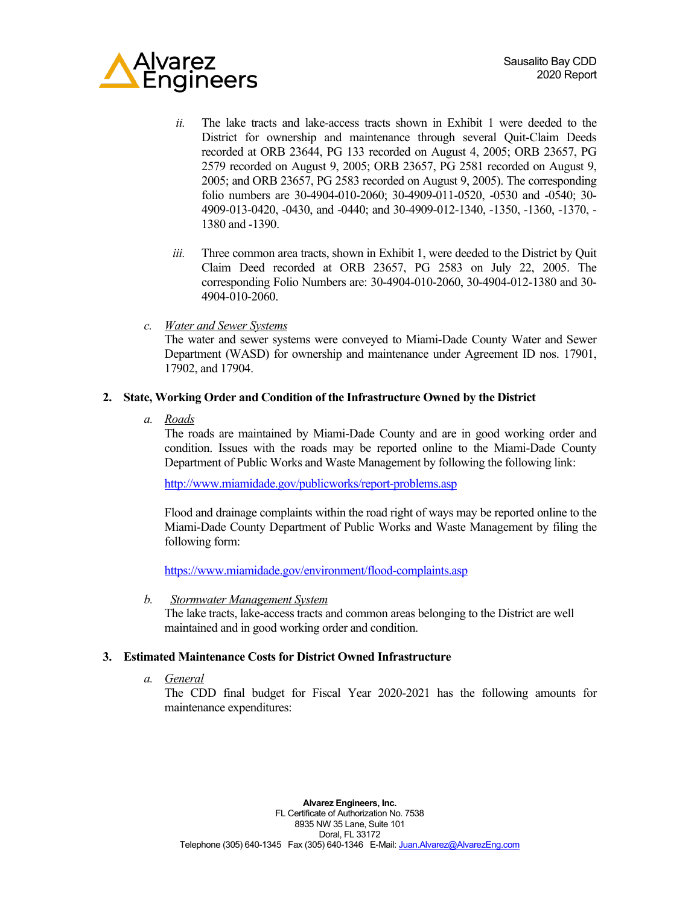ii. The lake tracts and lake-access tracts shown in Exhibit 1 were deeded to the District for ownership and maintenance through several Quit-Claim Deeds recorded at ORB 23644, PG 133 recorded on August 4, 2005; ORB 23657, PG 2579 recorded on August 9, 2005; ORB 23657, PG 2581 recorded on August 9, 2005; and ORB 23657, PG 2583 recorded on August 9, 2005). The corresponding folio numbers are 30-4904-010-2060; 30-4909-011-0520, -0530 and -0540; 30-4909-013-0420, -0430, and -0440; and 30-4909-012-1340, -1350, -1360, -1370, -1380 and -1390.

iii. Three common area tracts, shown in Exhibit 1, were deeded to the District by Quit Claim Deed recorded at ORB 23657, PG 2583 on July 22, 2005. The corresponding Folio Numbers are: 30-4904-010-2060, 30-4904-012-1380 and 30-4904-010-2060.

c. *Water and Sewer Systems*
The water and sewer systems were conveyed to Miami-Dade County Water and Sewer Department (WASD) for ownership and maintenance under Agreement ID nos. 17901, 17902, and 17904.

## 2. State, Working Order and Condition of the Infrastructure Owned by the District

a. *Roads*
The roads are maintained by Miami-Dade County and are in good working order and condition. Issues with the roads may be reported online to the Miami-Dade County Department of Public Works and Waste Management by following the following link:

http://www.miamidade.gov/publicworks/report-problems.asp

Flood and drainage complaints within the road right of ways may be reported online to the Miami-Dade County Department of Public Works and Waste Management by filing the following form:

https://www.miamidade.gov/environment/flood-complaints.asp

b. *Stormwater Management System*
The lake tracts, lake-access tracts and common areas belonging to the District are well maintained and in good working order and condition.

## 3. Estimated Maintenance Costs for District Owned Infrastructure

a. *General*
The CDD final budget for Fiscal Year 2020-2021 has the following amounts for maintenance expenditures: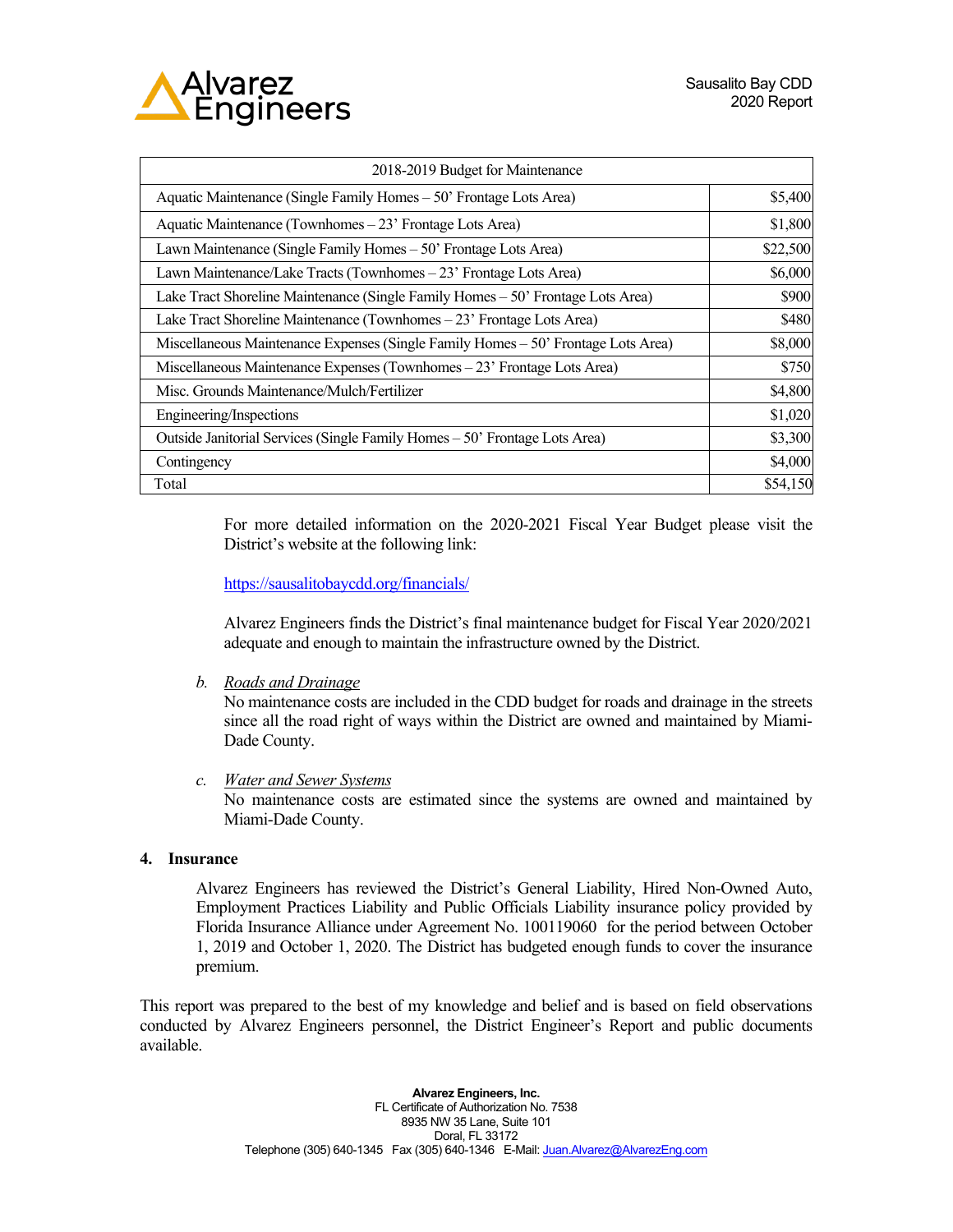| 2018-2019 Budget for Maintenance | |
|---|---|
| Aquatic Maintenance (Single Family Homes – 50' Frontage Lots Area) | $5,400 |
| Aquatic Maintenance (Townhomes – 23' Frontage Lots Area) | $1,800 |
| Lawn Maintenance (Single Family Homes – 50' Frontage Lots Area) | $22,500 |
| Lawn Maintenance/Lake Tracts (Townhomes – 23' Frontage Lots Area) | $6,000 |
| Lake Tract Shoreline Maintenance (Single Family Homes – 50' Frontage Lots Area) | $900 |
| Lake Tract Shoreline Maintenance (Townhomes – 23' Frontage Lots Area) | $480 |
| Miscellaneous Maintenance Expenses (Single Family Homes – 50' Frontage Lots Area) | $8,000 |
| Miscellaneous Maintenance Expenses (Townhomes – 23' Frontage Lots Area) | $750 |
| Misc. Grounds Maintenance/Mulch/Fertilizer | $4,800 |
| Engineering/Inspections | $1,020 |
| Outside Janitorial Services (Single Family Homes – 50' Frontage Lots Area) | $3,300 |
| Contingency | $4,000 |
| Total | $54,150 |

For more detailed information on the 2020-2021 Fiscal Year Budget please visit the District's website at the following link:

https://sausalitobaycdd.org/financials/

Alvarez Engineers finds the District's final maintenance budget for Fiscal Year 2020/2021 adequate and enough to maintain the infrastructure owned by the District.

b. *Roads and Drainage*
No maintenance costs are included in the CDD budget for roads and drainage in the streets since all the road right of ways within the District are owned and maintained by Miami-Dade County.

c. *Water and Sewer Systems*
No maintenance costs are estimated since the systems are owned and maintained by Miami-Dade County.

**4. Insurance**

Alvarez Engineers has reviewed the District's General Liability, Hired Non-Owned Auto, Employment Practices Liability and Public Officials Liability insurance policy provided by Florida Insurance Alliance under Agreement No. 100119060 for the period between October 1, 2019 and October 1, 2020. The District has budgeted enough funds to cover the insurance premium.

This report was prepared to the best of my knowledge and belief and is based on field observations conducted by Alvarez Engineers personnel, the District Engineer's Report and public documents available.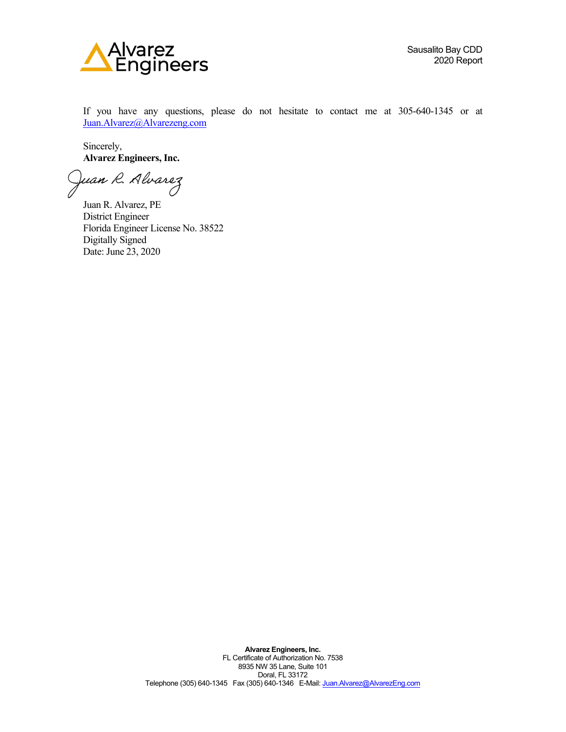If you have any questions, please do not hesitate to contact me at 305-640-1345 or at Juan.Alvarez@Alvarezeng.com

Sincerely,
**Alvarez Engineers, Inc.**

Juan R. Alvarez, PE
District Engineer
Florida Engineer License No. 38522
Digitally Signed
Date: June 23, 2020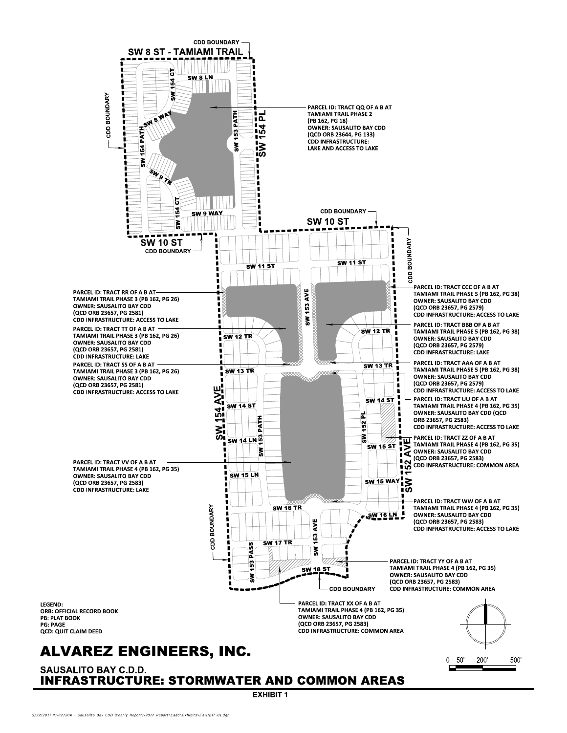CDD BOUNDARY

SW 8 ST - TAMIAMI TRAIL

SW 8 LN

SW 154 CT

SW 8 WAY

SW 154 PATH

SW 153 PATH

SW 154 PL

SW 9 TR

SW 154 CT

SW 9 WAY

CDD BOUNDARY

PARCEL ID: TRACT QQ OF A B AT TAMIAMI TRAIL PHASE 2 (PB 162, PG 18)
OWNER: SAUSALITO BAY CDD (QCD ORB 23644, PG 133)
CDD INFRASTRUCTURE: LAKE AND ACCESS TO LAKE

CDD BOUNDARY

SW 10 ST

SW 10 ST

CDD BOUNDARY

CDD BOUNDARY

SW 11 ST

SW 11 ST

SW 153 AVE

SW 12 TR

SW 12 TR

SW 13 TR

SW 13 TR

SW 154 AVE

SW 14 ST

SW 14 ST

SW 14 LN

SW 153 PATH

SW 152 PL

SW 15 ST

SW 152 AVE

SW 15 LN

SW 15 WAY

SW 16 TR

SW 16 LN

SW 153 AVE

SW 17 TR

SW 153 PASS

SW 18 ST

CDD BOUNDARY

CDD BOUNDARY

PARCEL ID: TRACT RR OF A B AT TAMIAMI TRAIL PHASE 3 (PB 162, PG 26)
OWNER: SAUSALITO BAY CDD (QCD ORB 23657, PG 2581)
CDD INFRASTRUCTURE: ACCESS TO LAKE

PARCEL ID: TRACT TT OF A B AT TAMIAMI TRAIL PHASE 3 (PB 162, PG 26)
OWNER: SAUSALITO BAY CDD (QCD ORB 23657, PG 2581)
CDD INFRASTRUCTURE: LAKE

PARCEL ID: TRACT SS OF A B AT TAMIAMI TRAIL PHASE 3 (PB 162, PG 26)
OWNER: SAUSALITO BAY CDD (QCD ORB 23657, PG 2581)
CDD INFRASTRUCTURE: ACCESS TO LAKE

PARCEL ID: TRACT VV OF A B AT TAMIAMI TRAIL PHASE 4 (PB 162, PG 35)
OWNER: SAUSALITO BAY CDD (QCD ORB 23657, PG 2583)
CDD INFRASTRUCTURE: LAKE

PARCEL ID: TRACT CCC OF A B AT TAMIAMI TRAIL PHASE 5 (PB 162, PG 38)
OWNER: SAUSALITO BAY CDD (QCD ORB 23657, PG 2579)
CDD INFRASTRUCTURE: ACCESS TO LAKE

PARCEL ID: TRACT BBB OF A B AT TAMIAMI TRAIL PHASE 5 (PB 162, PG 38)
OWNER: SAUSALITO BAY CDD (QCD ORB 23657, PG 2579)
CDD INFRASTRUCTURE: LAKE

PARCEL ID: TRACT AAA OF A B AT TAMIAMI TRAIL PHASE 5 (PB 162, PG 38)
OWNER: SAUSALITO BAY CDD (QCD ORB 23657, PG 2579)
CDD INFRASTRUCTURE: ACCESS TO LAKE

PARCEL ID: TRACT UU OF A B AT TAMIAMI TRAIL PHASE 4 (PB 162, PG 35)
OWNER: SAUSALITO BAY CDD (QCD ORB 23657, PG 2583)
CDD INFRASTRUCTURE: ACCESS TO LAKE

PARCEL ID: TRACT ZZ OF A B AT TAMIAMI TRAIL PHASE 4 (PB 162, PG 35)
OWNER: SAUSALITO BAY CDD (QCD ORB 23657, PG 2583)
CDD INFRASTRUCTURE: COMMON AREA

PARCEL ID: TRACT WW OF A B AT TAMIAMI TRAIL PHASE 4 (PB 162, PG 35)
OWNER: SAUSALITO BAY CDD (QCD ORB 23657, PG 2583)
CDD INFRASTRUCTURE: ACCESS TO LAKE

PARCEL ID: TRACT YY OF A B AT TAMIAMI TRAIL PHASE 4 (PB 162, PG 35)
OWNER: SAUSALITO BAY CDD (QCD ORB 23657, PG 2583)
CDD INFRASTRUCTURE: COMMON AREA

PARCEL ID: TRACT XX OF A B AT TAMIAMI TRAIL PHASE 4 (PB 162, PG 35)
OWNER: SAUSALITO BAY CDD (QCD ORB 23657, PG 2583)
CDD INFRASTRUCTURE: COMMON AREA

LEGEND:
ORB: OFFICIAL RECORD BOOK
PB: PLAT BOOK
PG: PAGE
QCD: QUIT CLAIM DEED

0 50' 200' 500'

# ALVAREZ ENGINEERS, INC.

SAUSALITO BAY C.D.D.

## INFRASTRUCTURE: STORMWATER AND COMMON AREAS

EXHIBIT 1

9/22/2017 P:\021204 - Sausalito Bay CDD (Yearly Report)\2017 Report\Cadd\Exhibits\EXHIBIT-01.dgn